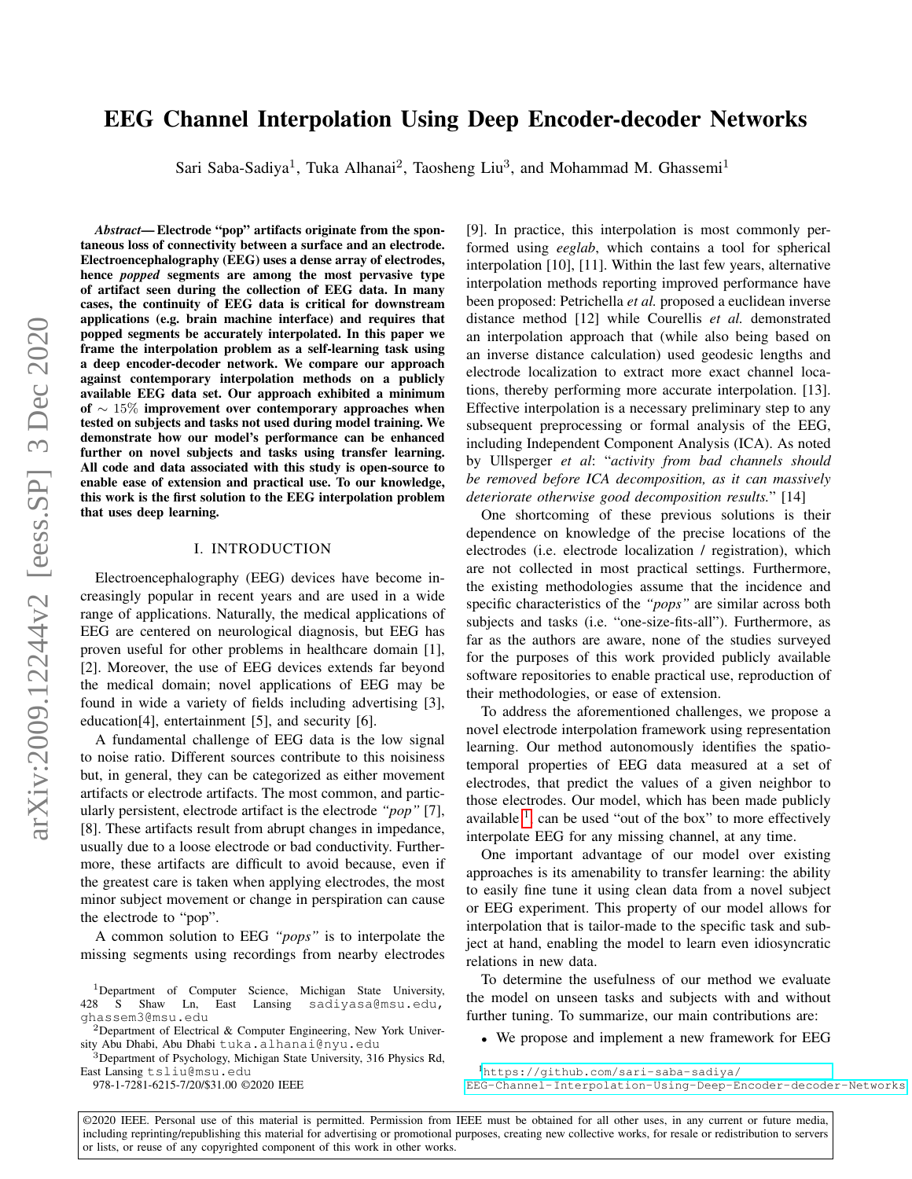# EEG Channel Interpolation Using Deep Encoder-decoder Networks

Sari Saba-Sadiya[1], Tuka Alhanai[2], Taosheng Liu[3], and Mohammad M. Ghassemi[1]

***Abstract*— Electrode "pop" artifacts originate from the spontaneous loss of connectivity between a surface and an electrode. Electroencephalography (EEG) uses a dense array of electrodes, hence *popped* segments are among the most pervasive type of artifact seen during the collection of EEG data. In many cases, the continuity of EEG data is critical for downstream applications (e.g. brain machine interface) and requires that popped segments be accurately interpolated. In this paper we frame the interpolation problem as a self-learning task using a deep encoder-decoder network. We compare our approach against contemporary interpolation methods on a publicly available EEG data set. Our approach exhibited a minimum of $\sim 15\%$ improvement over contemporary approaches when tested on subjects and tasks not used during model training. We demonstrate how our model's performance can be enhanced further on novel subjects and tasks using transfer learning. All code and data associated with this study is open-source to enable ease of extension and practical use. To our knowledge, this work is the first solution to the EEG interpolation problem that uses deep learning.**

## I. INTRODUCTION

Electroencephalography (EEG) devices have become increasingly popular in recent years and are used in a wide range of applications. Naturally, the medical applications of EEG are centered on neurological diagnosis, but EEG has proven useful for other problems in healthcare domain [1], [2]. Moreover, the use of EEG devices extends far beyond the medical domain; novel applications of EEG may be found in wide a variety of fields including advertising [3], education[4], entertainment [5], and security [6].

A fundamental challenge of EEG data is the low signal to noise ratio. Different sources contribute to this noisiness but, in general, they can be categorized as either movement artifacts or electrode artifacts. The most common, and particularly persistent, electrode artifact is the electrode *"pop"* [7], [8]. These artifacts result from abrupt changes in impedance, usually due to a loose electrode or bad conductivity. Furthermore, these artifacts are difficult to avoid because, even if the greatest care is taken when applying electrodes, the most minor subject movement or change in perspiration can cause the electrode to "pop".

A common solution to EEG *"pops"* is to interpolate the missing segments using recordings from nearby electrodes [9]. In practice, this interpolation is most commonly performed using *eeglab*, which contains a tool for spherical interpolation [10], [11]. Within the last few years, alternative interpolation methods reporting improved performance have been proposed: Petrichella *et al.* proposed a euclidean inverse distance method [12] while Courellis *et al.* demonstrated an interpolation approach that (while also being based on an inverse distance calculation) used geodesic lengths and electrode localization to extract more exact channel locations, thereby performing more accurate interpolation. [13]. Effective interpolation is a necessary preliminary step to any subsequent preprocessing or formal analysis of the EEG, including Independent Component Analysis (ICA). As noted by Ullsperger *et al*: "*activity from bad channels should be removed before ICA decomposition, as it can massively deteriorate otherwise good decomposition results.*" [14]

One shortcoming of these previous solutions is their dependence on knowledge of the precise locations of the electrodes (i.e. electrode localization / registration), which are not collected in most practical settings. Furthermore, the existing methodologies assume that the incidence and specific characteristics of the *"pops"* are similar across both subjects and tasks (i.e. "one-size-fits-all"). Furthermore, as far as the authors are aware, none of the studies surveyed for the purposes of this work provided publicly available software repositories to enable practical use, reproduction of their methodologies, or ease of extension.

To address the aforementioned challenges, we propose a novel electrode interpolation framework using representation learning. Our method autonomously identifies the spatio-temporal properties of EEG data measured at a set of electrodes, that predict the values of a given neighbor to those electrodes. Our model, which has been made publicly available [1], can be used "out of the box" to more effectively interpolate EEG for any missing channel, at any time.

One important advantage of our model over existing approaches is its amenability to transfer learning: the ability to easily fine tune it using clean data from a novel subject or EEG experiment. This property of our model allows for interpolation that is tailor-made to the specific task and subject at hand, enabling the model to learn even idiosyncratic relations in new data.

To determine the usefulness of our method we evaluate the model on unseen tasks and subjects with and without further tuning. To summarize, our main contributions are:

- We propose and implement a new framework for EEG

[1] https://github.com/sari-saba-sadiya/EEG-Channel-Interpolation-Using-Deep-Encoder-decoder-Networks

[1]Department of Computer Science, Michigan State University, 428 S Shaw Ln, East Lansing sadiyasa@msu.edu, ghassem3@msu.edu

[2]Department of Electrical & Computer Engineering, New York University Abu Dhabi, Abu Dhabi tuka.alhanai@nyu.edu

[3]Department of Psychology, Michigan State University, 316 Physics Rd, East Lansing tsliu@msu.edu

978-1-7281-6215-7/20/$31.00 ©2020 IEEE

©2020 IEEE. Personal use of this material is permitted. Permission from IEEE must be obtained for all other uses, in any current or future media, including reprinting/republishing this material for advertising or promotional purposes, creating new collective works, for resale or redistribution to servers or lists, or reuse of any copyrighted component of this work in other works.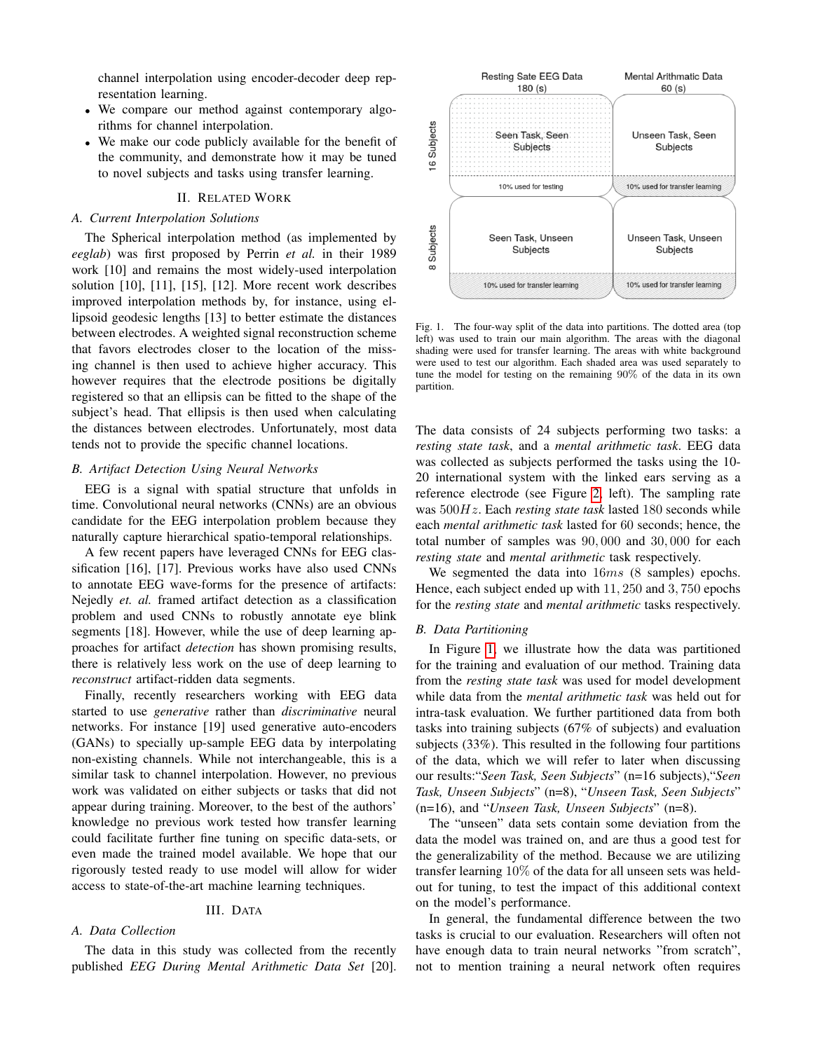channel interpolation using encoder-decoder deep representation learning.

- We compare our method against contemporary algorithms for channel interpolation.
- We make our code publicly available for the benefit of the community, and demonstrate how it may be tuned to novel subjects and tasks using transfer learning.

## II. Related Work

### A. Current Interpolation Solutions

The Spherical interpolation method (as implemented by *eeglab*) was first proposed by Perrin *et al.* in their 1989 work [10] and remains the most widely-used interpolation solution [10], [11], [15], [12]. More recent work describes improved interpolation methods by, for instance, using ellipsoid geodesic lengths [13] to better estimate the distances between electrodes. A weighted signal reconstruction scheme that favors electrodes closer to the location of the missing channel is then used to achieve higher accuracy. This however requires that the electrode positions be digitally registered so that an ellipsis can be fitted to the shape of the subject's head. That ellipsis is then used when calculating the distances between electrodes. Unfortunately, most data tends not to provide the specific channel locations.

### B. Artifact Detection Using Neural Networks

EEG is a signal with spatial structure that unfolds in time. Convolutional neural networks (CNNs) are an obvious candidate for the EEG interpolation problem because they naturally capture hierarchical spatio-temporal relationships.

A few recent papers have leveraged CNNs for EEG classification [16], [17]. Previous works have also used CNNs to annotate EEG wave-forms for the presence of artifacts: Nejedly *et. al.* framed artifact detection as a classification problem and used CNNs to robustly annotate eye blink segments [18]. However, while the use of deep learning approaches for artifact *detection* has shown promising results, there is relatively less work on the use of deep learning to *reconstruct* artifact-ridden data segments.

Finally, recently researchers working with EEG data started to use *generative* rather than *discriminative* neural networks. For instance [19] used generative auto-encoders (GANs) to specially up-sample EEG data by interpolating non-existing channels. While not interchangeable, this is a similar task to channel interpolation. However, no previous work was validated on either subjects or tasks that did not appear during training. Moreover, to the best of the authors' knowledge no previous work tested how transfer learning could facilitate further fine tuning on specific data-sets, or even made the trained model available. We hope that our rigorously tested ready to use model will allow for wider access to state-of-the-art machine learning techniques.

## III. Data

### A. Data Collection

The data in this study was collected from the recently published *EEG During Mental Arithmetic Data Set* [20].

| | Resting Sate EEG Data 180 (s) | Mental Arithmatic Data 60 (s) |
|---|---|---|
| 16 Subjects | Seen Task, Seen Subjects | Unseen Task, Seen Subjects |
| | 10% used for testing | 10% used for transfer learning |
| 8 Subjects | Seen Task, Unseen Subjects | Unseen Task, Unseen Subjects |
| | 10% used for transfer learning | 10% used for transfer learning |

Fig. 1. The four-way split of the data into partitions. The dotted area (top left) was used to train our main algorithm. The areas with the diagonal shading were used for transfer learning. The areas with white background were used to test our algorithm. Each shaded area was used separately to tune the model for testing on the remaining 90% of the data in its own partition.

The data consists of 24 subjects performing two tasks: a *resting state task*, and a *mental arithmetic task*. EEG data was collected as subjects performed the tasks using the 10-20 international system with the linked ears serving as a reference electrode (see Figure 2, left). The sampling rate was $500Hz$. Each *resting state task* lasted 180 seconds while each *mental arithmetic task* lasted for 60 seconds; hence, the total number of samples was $90,000$ and $30,000$ for each *resting state* and *mental arithmetic* task respectively.

We segmented the data into $16ms$ (8 samples) epochs. Hence, each subject ended up with $11,250$ and $3,750$ epochs for the *resting state* and *mental arithmetic* tasks respectively.

### B. Data Partitioning

In Figure 1, we illustrate how the data was partitioned for the training and evaluation of our method. Training data from the *resting state task* was used for model development while data from the *mental arithmetic task* was held out for intra-task evaluation. We further partitioned data from both tasks into training subjects (67% of subjects) and evaluation subjects (33%). This resulted in the following four partitions of the data, which we will refer to later when discussing our results:"*Seen Task, Seen Subjects*" (n=16 subjects),"*Seen Task, Unseen Subjects*" (n=8), "*Unseen Task, Seen Subjects*" (n=16), and "*Unseen Task, Unseen Subjects*" (n=8).

The "unseen" data sets contain some deviation from the data the model was trained on, and are thus a good test for the generalizability of the method. Because we are utilizing transfer learning 10% of the data for all unseen sets was held-out for tuning, to test the impact of this additional context on the model's performance.

In general, the fundamental difference between the two tasks is crucial to our evaluation. Researchers will often not have enough data to train neural networks "from scratch", not to mention training a neural network often requires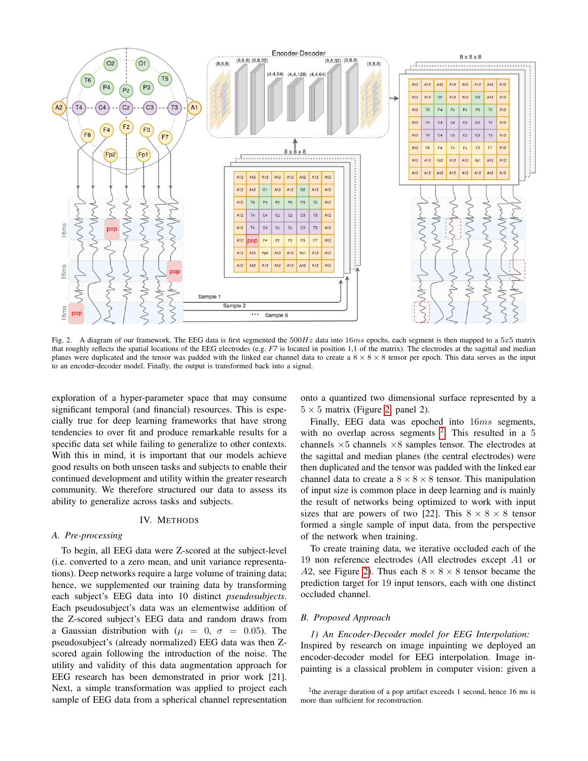Fig. 2. A diagram of our framework. The EEG data is first segmented the $500Hz$ data into $16ms$ epochs, each segment is then mapped to a $5x5$ matrix that roughly reflects the spatial locations of the EEG electrodes (e.g. *F7* is located in position 1,1 of the matrix). The electrodes at the sagittal and median planes were duplicated and the tensor was padded with the linked ear channel data to create a $8 \times 8 \times 8$ tensor per epoch. This data serves as the input to an encoder-decoder model. Finally, the output is transformed back into a signal.

exploration of a hyper-parameter space that may consume significant temporal (and financial) resources. This is especially true for deep learning frameworks that have strong tendencies to over fit and produce remarkable results for a specific data set while failing to generalize to other contexts. With this in mind, it is important that our models achieve good results on both unseen tasks and subjects to enable their continued development and utility within the greater research community. We therefore structured our data to assess its ability to generalize across tasks and subjects.

## IV. Methods

### A. Pre-processing

To begin, all EEG data were Z-scored at the subject-level (i.e. converted to a zero mean, and unit variance representations). Deep networks require a large volume of training data; hence, we supplemented our training data by transforming each subject's EEG data into 10 distinct *pseudosubjects*. Each pseudosubject's data was an elementwise addition of the Z-scored subject's EEG data and random draws from a Gaussian distribution with ($\mu = 0$, $\sigma = 0.05$). The pseudosubject's (already normalized) EEG data was then Z-scored again following the introduction of the noise. The utility and validity of this data augmentation approach for EEG research has been demonstrated in prior work [21]. Next, a simple transformation was applied to project each sample of EEG data from a spherical channel representation onto a quantized two dimensional surface represented by a $5 \times 5$ matrix (Figure 2, panel 2).

Finally, EEG data was epoched into $16ms$ segments, with no overlap across segments [2]. This resulted in a 5 channels $\times 5$ channels $\times 8$ samples tensor. The electrodes at the sagittal and median planes (the central electrodes) were then duplicated and the tensor was padded with the linked ear channel data to create a $8 \times 8 \times 8$ tensor. This manipulation of input size is common place in deep learning and is mainly the result of networks being optimized to work with input sizes that are powers of two [22]. This $8 \times 8 \times 8$ tensor formed a single sample of input data, from the perspective of the network when training.

To create training data, we iterative occluded each of the 19 non reference electrodes (All electrodes except $A1$ or $A2$, see Figure 2). Thus each $8 \times 8 \times 8$ tensor became the prediction target for 19 input tensors, each with one distinct occluded channel.

### B. Proposed Approach

*1) An Encoder-Decoder model for EEG Interpolation:* Inspired by research on image inpainting we deployed an encoder-decoder model for EEG interpolation. Image inpainting is a classical problem in computer vision: given a

[2] the average duration of a pop artifact exceeds 1 second, hence 16 ms is more than sufficient for reconstruction.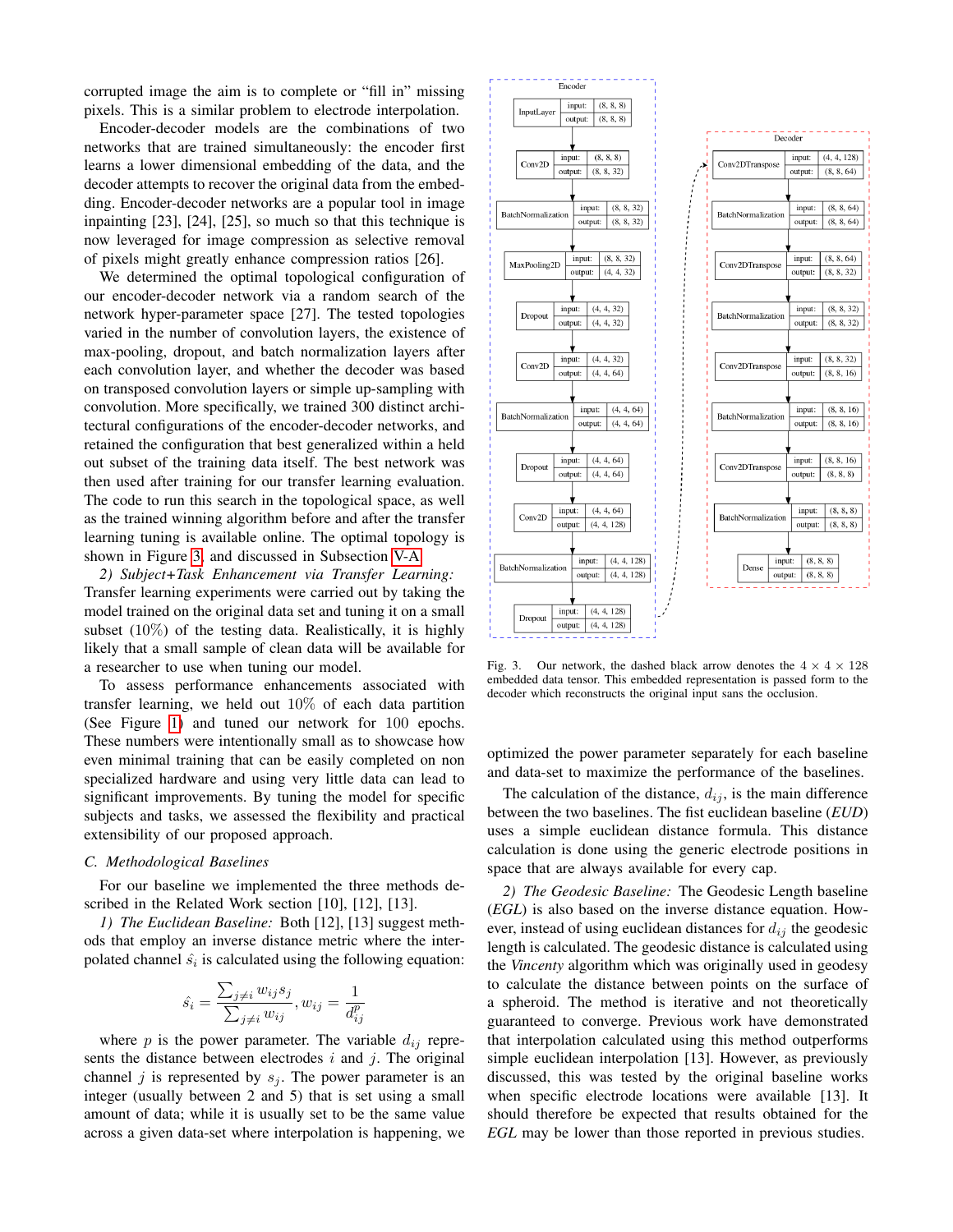corrupted image the aim is to complete or "fill in" missing pixels. This is a similar problem to electrode interpolation.

Encoder-decoder models are the combinations of two networks that are trained simultaneously: the encoder first learns a lower dimensional embedding of the data, and the decoder attempts to recover the original data from the embedding. Encoder-decoder networks are a popular tool in image inpainting [23], [24], [25], so much so that this technique is now leveraged for image compression as selective removal of pixels might greatly enhance compression ratios [26].

We determined the optimal topological configuration of our encoder-decoder network via a random search of the network hyper-parameter space [27]. The tested topologies varied in the number of convolution layers, the existence of max-pooling, dropout, and batch normalization layers after each convolution layer, and whether the decoder was based on transposed convolution layers or simple up-sampling with convolution. More specifically, we trained 300 distinct architectural configurations of the encoder-decoder networks, and retained the configuration that best generalized within a held out subset of the training data itself. The best network was then used after training for our transfer learning evaluation. The code to run this search in the topological space, as well as the trained winning algorithm before and after the transfer learning tuning is available online. The optimal topology is shown in Figure 3, and discussed in Subsection V-A.

*2) Subject+Task Enhancement via Transfer Learning:* Transfer learning experiments were carried out by taking the model trained on the original data set and tuning it on a small subset (10%) of the testing data. Realistically, it is highly likely that a small sample of clean data will be available for a researcher to use when tuning our model.

To assess performance enhancements associated with transfer learning, we held out 10% of each data partition (See Figure 1) and tuned our network for 100 epochs. These numbers were intentionally small as to showcase how even minimal training that can be easily completed on non specialized hardware and using very little data can lead to significant improvements. By tuning the model for specific subjects and tasks, we assessed the flexibility and practical extensibility of our proposed approach.

### C. Methodological Baselines

For our baseline we implemented the three methods described in the Related Work section [10], [12], [13].

*1) The Euclidean Baseline:* Both [12], [13] suggest methods that employ an inverse distance metric where the interpolated channel $\hat{s_i}$ is calculated using the following equation:

$$\hat{s_i} = \frac{\sum_{j \neq i} w_{ij} s_j}{\sum_{j \neq i} w_{ij}}, w_{ij} = \frac{1}{d_{ij}^p}$$

where $p$ is the power parameter. The variable $d_{ij}$ represents the distance between electrodes $i$ and $j$. The original channel $j$ is represented by $s_j$. The power parameter is an integer (usually between 2 and 5) that is set using a small amount of data; while it is usually set to be the same value across a given data-set where interpolation is happening, we optimized the power parameter separately for each baseline and data-set to maximize the performance of the baselines.

| Encoder | | | |
|---|---|---|---|
| InputLayer | input: (8, 8, 8) | output: (8, 8, 8) | |
| Conv2D | input: (8, 8, 8) | output: (8, 8, 32) | |
| BatchNormalization | input: (8, 8, 32) | output: (8, 8, 32) | |
| MaxPooling2D | input: (8, 8, 32) | output: (4, 4, 32) | |
| Dropout | input: (4, 4, 32) | output: (4, 4, 32) | |
| Conv2D | input: (4, 4, 32) | output: (4, 4, 64) | |
| BatchNormalization | input: (4, 4, 64) | output: (4, 4, 64) | |
| Dropout | input: (4, 4, 64) | output: (4, 4, 64) | |
| Conv2D | input: (4, 4, 64) | output: (4, 4, 128) | |
| BatchNormalization | input: (4, 4, 128) | output: (4, 4, 128) | |
| Dropout | input: (4, 4, 128) | output: (4, 4, 128) | |

| Decoder | | |
|---|---|---|
| Conv2DTranspose | input: (4, 4, 128) | output: (8, 8, 64) |
| BatchNormalization | input: (8, 8, 64) | output: (8, 8, 64) |
| Conv2DTranspose | input: (8, 8, 64) | output: (8, 8, 32) |
| BatchNormalization | input: (8, 8, 32) | output: (8, 8, 32) |
| Conv2DTranspose | input: (8, 8, 32) | output: (8, 8, 16) |
| BatchNormalization | input: (8, 8, 16) | output: (8, 8, 16) |
| Conv2DTranspose | input: (8, 8, 16) | output: (8, 8, 8) |
| BatchNormalization | input: (8, 8, 8) | output: (8, 8, 8) |
| Dense | input: (8, 8, 8) | output: (8, 8, 8) |

Fig. 3. Our network, the dashed black arrow denotes the $4 \times 4 \times 128$ embedded data tensor. This embedded representation is passed form to the decoder which reconstructs the original input sans the occlusion.

The calculation of the distance, $d_{ij}$, is the main difference between the two baselines. The fist euclidean baseline (*EUD*) uses a simple euclidean distance formula. This distance calculation is done using the generic electrode positions in space that are always available for every cap.

*2) The Geodesic Baseline:* The Geodesic Length baseline (*EGL*) is also based on the inverse distance equation. However, instead of using euclidean distances for $d_{ij}$ the geodesic length is calculated. The geodesic distance is calculated using the *Vincenty* algorithm which was originally used in geodesy to calculate the distance between points on the surface of a spheroid. The method is iterative and not theoretically guaranteed to converge. Previous work have demonstrated that interpolation calculated using this method outperforms simple euclidean interpolation [13]. However, as previously discussed, this was tested by the original baseline works when specific electrode locations were available [13]. It should therefore be expected that results obtained for the *EGL* may be lower than those reported in previous studies.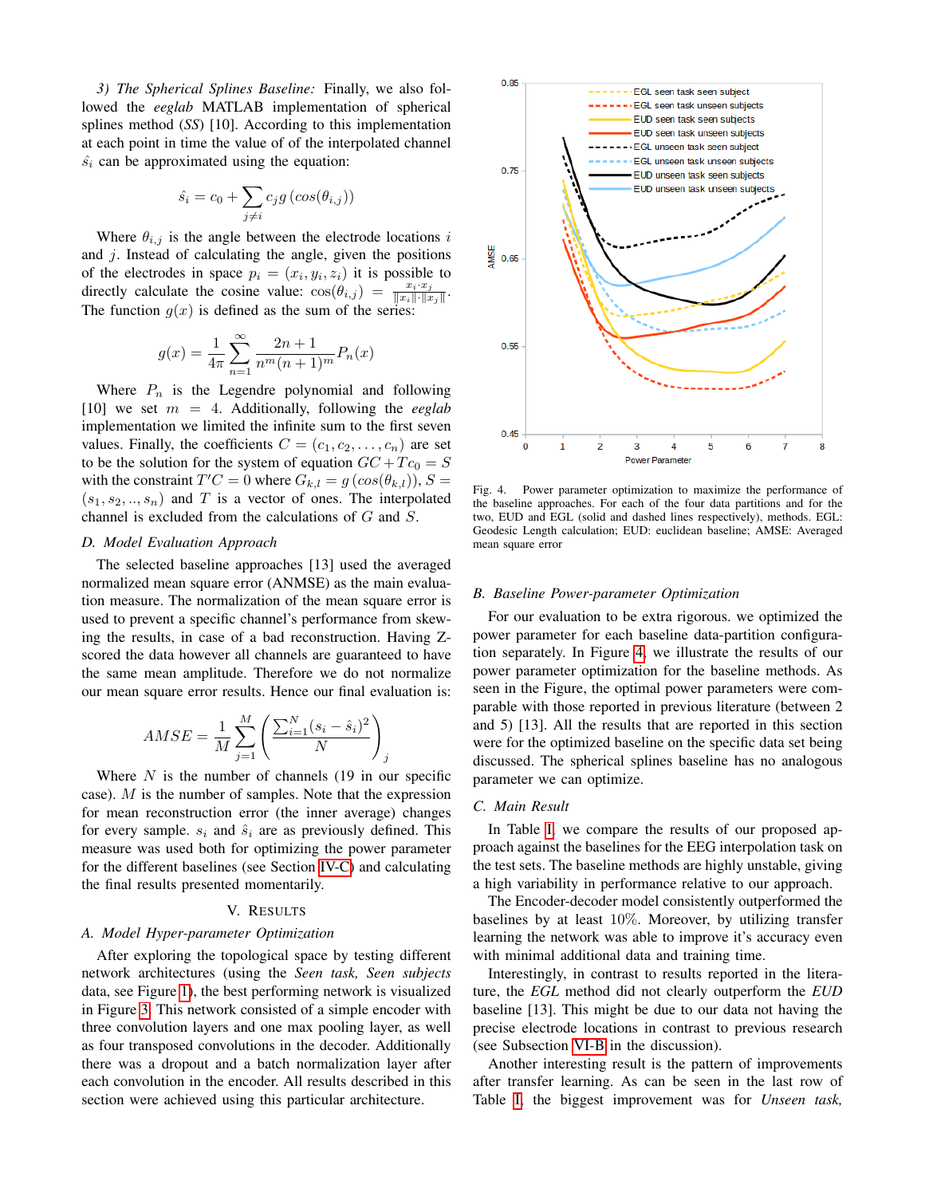*3) The Spherical Splines Baseline:* Finally, we also followed the *eeglab* MATLAB implementation of spherical splines method (*SS*) [10]. According to this implementation at each point in time the value of of the interpolated channel $\hat{s}_i$ can be approximated using the equation:

$$\hat{s}_i = c_0 + \sum_{j \neq i} c_j g\left(cos(\theta_{i,j})\right)$$

Where $\theta_{i,j}$ is the angle between the electrode locations $i$ and $j$. Instead of calculating the angle, given the positions of the electrodes in space $p_i = (x_i, y_i, z_i)$ it is possible to directly calculate the cosine value: $\cos(\theta_{i,j}) = \frac{x_i \cdot x_j}{\|x_i\| \cdot \|x_j\|}$. The function $g(x)$ is defined as the sum of the series:

$$g(x) = \frac{1}{4\pi} \sum_{n=1}^{\infty} \frac{2n+1}{n^m(n+1)^m} P_n(x)$$

Where $P_n$ is the Legendre polynomial and following [10] we set $m = 4$. Additionally, following the *eeglab* implementation we limited the infinite sum to the first seven values. Finally, the coefficients $C = (c_1, c_2, \ldots, c_n)$ are set to be the solution for the system of equation $GC + Tc_0 = S$ with the constraint $T'C = 0$ where $G_{k,l} = g\left(cos(\theta_{k,l})\right)$, $S = (s_1, s_2, .., s_n)$ and $T$ is a vector of ones. The interpolated channel is excluded from the calculations of $G$ and $S$.

### D. Model Evaluation Approach

The selected baseline approaches [13] used the averaged normalized mean square error (ANMSE) as the main evaluation measure. The normalization of the mean square error is used to prevent a specific channel's performance from skewing the results, in case of a bad reconstruction. Having Z-scored the data however all channels are guaranteed to have the same mean amplitude. Therefore we do not normalize our mean square error results. Hence our final evaluation is:

$$AMSE = \frac{1}{M} \sum_{j=1}^{M} \left( \frac{\sum_{i=1}^{N} (s_i - \hat{s}_i)^2}{N} \right)_j$$

Where $N$ is the number of channels (19 in our specific case). $M$ is the number of samples. Note that the expression for mean reconstruction error (the inner average) changes for every sample. $s_i$ and $\hat{s}_i$ are as previously defined. This measure was used both for optimizing the power parameter for the different baselines (see Section IV-C) and calculating the final results presented momentarily.

## V. Results

### A. Model Hyper-parameter Optimization

After exploring the topological space by testing different network architectures (using the *Seen task, Seen subjects* data, see Figure 1), the best performing network is visualized in Figure 3. This network consisted of a simple encoder with three convolution layers and one max pooling layer, as well as four transposed convolutions in the decoder. Additionally there was a dropout and a batch normalization layer after each convolution in the encoder. All results described in this section were achieved using this particular architecture.

Fig. 4. Power parameter optimization to maximize the performance of the baseline approaches. For each of the four data partitions and for the two, EUD and EGL (solid and dashed lines respectively), methods. EGL: Geodesic Length calculation; EUD: euclidean baseline; AMSE: Averaged mean square error

### B. Baseline Power-parameter Optimization

For our evaluation to be extra rigorous. we optimized the power parameter for each baseline data-partition configuration separately. In Figure 4, we illustrate the results of our power parameter optimization for the baseline methods. As seen in the Figure, the optimal power parameters were comparable with those reported in previous literature (between 2 and 5) [13]. All the results that are reported in this section were for the optimized baseline on the specific data set being discussed. The spherical splines baseline has no analogous parameter we can optimize.

### C. Main Result

In Table I, we compare the results of our proposed approach against the baselines for the EEG interpolation task on the test sets. The baseline methods are highly unstable, giving a high variability in performance relative to our approach.

The Encoder-decoder model consistently outperformed the baselines by at least 10%. Moreover, by utilizing transfer learning the network was able to improve it's accuracy even with minimal additional data and training time.

Interestingly, in contrast to results reported in the literature, the *EGL* method did not clearly outperform the *EUD* baseline [13]. This might be due to our data not having the precise electrode locations in contrast to previous research (see Subsection VI-B in the discussion).

Another interesting result is the pattern of improvements after transfer learning. As can be seen in the last row of Table I, the biggest improvement was for *Unseen task,*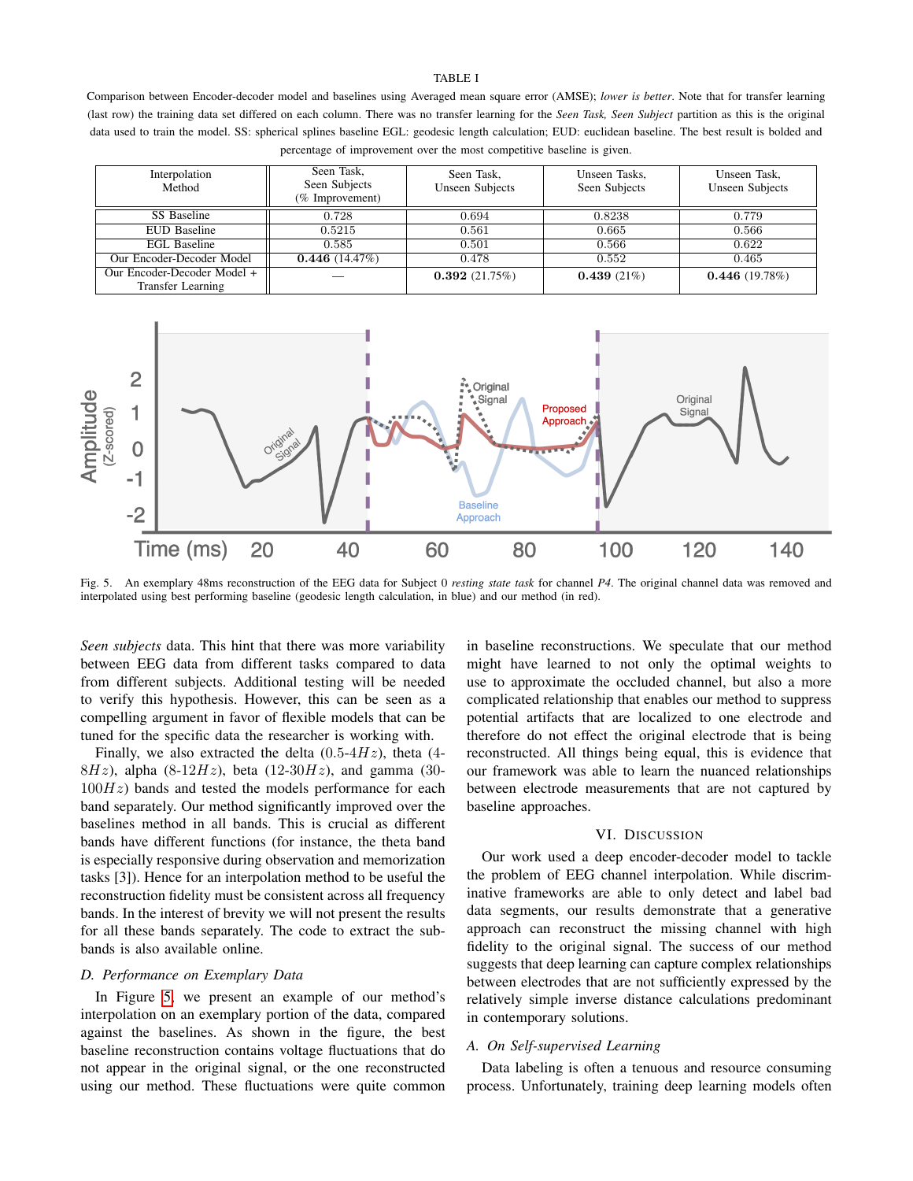TABLE I

Comparison between Encoder-decoder model and baselines using Averaged mean square error (AMSE); *lower is better*. Note that for transfer learning (last row) the training data set differed on each column. There was no transfer learning for the *Seen Task, Seen Subject* partition as this is the original data used to train the model. SS: spherical splines baseline EGL: geodesic length calculation; EUD: euclidean baseline. The best result is bolded and percentage of improvement over the most competitive baseline is given.

| Interpolation Method | Seen Task, Seen Subjects (% Improvement) | Seen Task, Unseen Subjects | Unseen Tasks, Seen Subjects | Unseen Task, Unseen Subjects |
|---|---|---|---|---|
| SS Baseline | 0.728 | 0.694 | 0.8238 | 0.779 |
| EUD Baseline | 0.5215 | 0.561 | 0.665 | 0.566 |
| EGL Baseline | 0.585 | 0.501 | 0.566 | 0.622 |
| Our Encoder-Decoder Model | **0.446** (14.47%) | 0.478 | 0.552 | 0.465 |
| Our Encoder-Decoder Model + Transfer Learning | — | **0.392** (21.75%) | **0.439** (21%) | **0.446** (19.78%) |

Fig. 5. An exemplary 48ms reconstruction of the EEG data for Subject 0 *resting state task* for channel *P4*. The original channel data was removed and interpolated using best performing baseline (geodesic length calculation, in blue) and our method (in red).

*Seen subjects* data. This hint that there was more variability between EEG data from different tasks compared to data from different subjects. Additional testing will be needed to verify this hypothesis. However, this can be seen as a compelling argument in favor of flexible models that can be tuned for the specific data the researcher is working with.

Finally, we also extracted the delta (0.5-4$Hz$), theta (4-8$Hz$), alpha (8-12$Hz$), beta (12-30$Hz$), and gamma (30-100$Hz$) bands and tested the models performance for each band separately. Our method significantly improved over the baselines method in all bands. This is crucial as different bands have different functions (for instance, the theta band is especially responsive during observation and memorization tasks [3]). Hence for an interpolation method to be useful the reconstruction fidelity must be consistent across all frequency bands. In the interest of brevity we will not present the results for all these bands separately. The code to extract the sub-bands is also available online.

### D. Performance on Exemplary Data

In Figure 5, we present an example of our method's interpolation on an exemplary portion of the data, compared against the baselines. As shown in the figure, the best baseline reconstruction contains voltage fluctuations that do not appear in the original signal, or the one reconstructed using our method. These fluctuations were quite common in baseline reconstructions. We speculate that our method might have learned to not only the optimal weights to use to approximate the occluded channel, but also a more complicated relationship that enables our method to suppress potential artifacts that are localized to one electrode and therefore do not effect the original electrode that is being reconstructed. All things being equal, this is evidence that our framework was able to learn the nuanced relationships between electrode measurements that are not captured by baseline approaches.

## VI. Discussion

Our work used a deep encoder-decoder model to tackle the problem of EEG channel interpolation. While discriminative frameworks are able to only detect and label bad data segments, our results demonstrate that a generative approach can reconstruct the missing channel with high fidelity to the original signal. The success of our method suggests that deep learning can capture complex relationships between electrodes that are not sufficiently expressed by the relatively simple inverse distance calculations predominant in contemporary solutions.

### A. On Self-supervised Learning

Data labeling is often a tenuous and resource consuming process. Unfortunately, training deep learning models often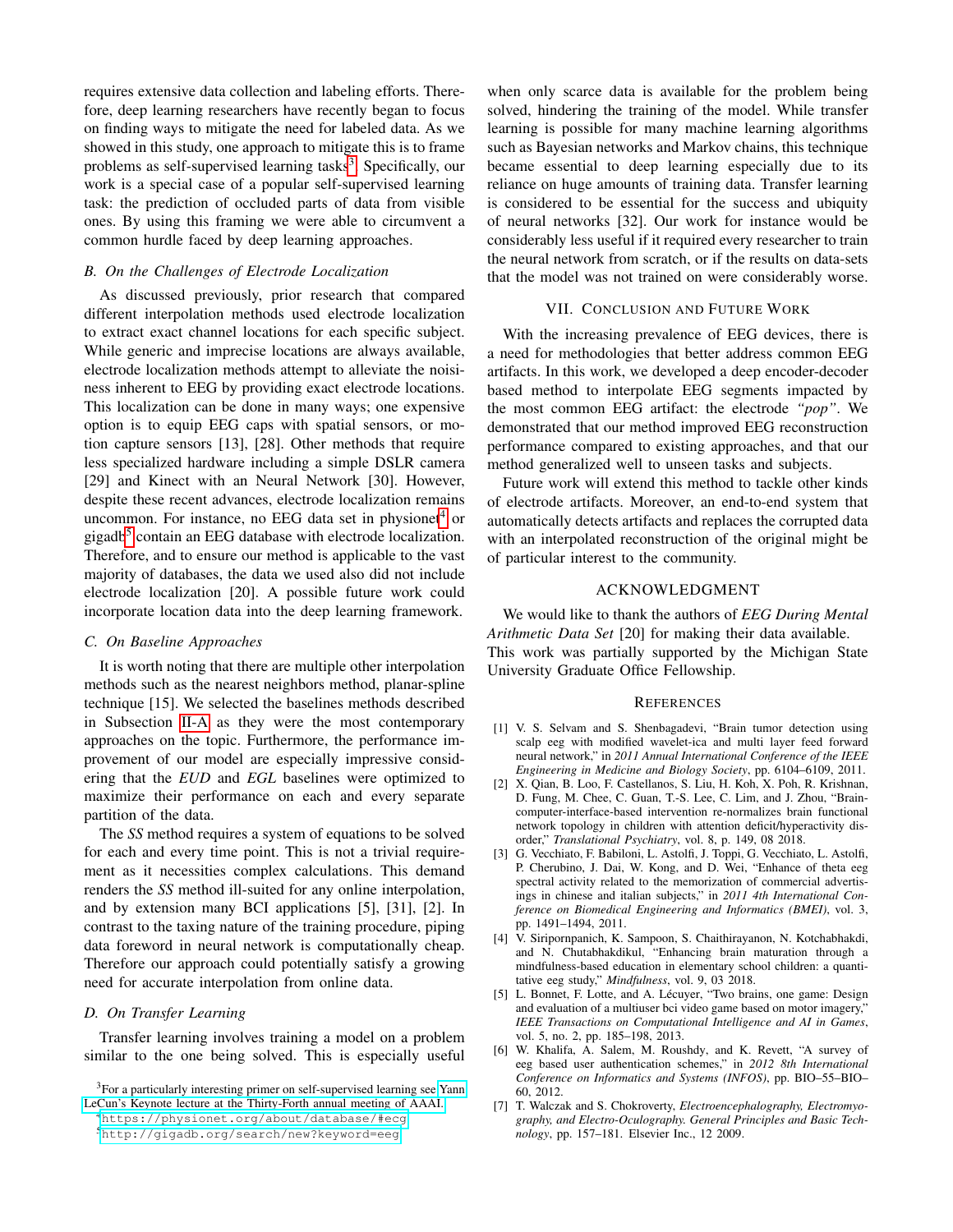requires extensive data collection and labeling efforts. Therefore, deep learning researchers have recently began to focus on finding ways to mitigate the need for labeled data. As we showed in this study, one approach to mitigate this is to frame problems as self-supervised learning tasks[3]. Specifically, our work is a special case of a popular self-supervised learning task: the prediction of occluded parts of data from visible ones. By using this framing we were able to circumvent a common hurdle faced by deep learning approaches.

### B. On the Challenges of Electrode Localization

As discussed previously, prior research that compared different interpolation methods used electrode localization to extract exact channel locations for each specific subject. While generic and imprecise locations are always available, electrode localization methods attempt to alleviate the noisiness inherent to EEG by providing exact electrode locations. This localization can be done in many ways; one expensive option is to equip EEG caps with spatial sensors, or motion capture sensors [13], [28]. Other methods that require less specialized hardware including a simple DSLR camera [29] and Kinect with an Neural Network [30]. However, despite these recent advances, electrode localization remains uncommon. For instance, no EEG data set in physionet[4] or gigadb[5] contain an EEG database with electrode localization. Therefore, and to ensure our method is applicable to the vast majority of databases, the data we used also did not include electrode localization [20]. A possible future work could incorporate location data into the deep learning framework.

### C. On Baseline Approaches

It is worth noting that there are multiple other interpolation methods such as the nearest neighbors method, planar-spline technique [15]. We selected the baselines methods described in Subsection II-A as they were the most contemporary approaches on the topic. Furthermore, the performance improvement of our model are especially impressive considering that the *EUD* and *EGL* baselines were optimized to maximize their performance on each and every separate partition of the data.

The *SS* method requires a system of equations to be solved for each and every time point. This is not a trivial requirement as it necessities complex calculations. This demand renders the *SS* method ill-suited for any online interpolation, and by extension many BCI applications [5], [31], [2]. In contrast to the taxing nature of the training procedure, piping data foreword in neural network is computationally cheap. Therefore our approach could potentially satisfy a growing need for accurate interpolation from online data.

### D. On Transfer Learning

Transfer learning involves training a model on a problem similar to the one being solved. This is especially useful when only scarce data is available for the problem being solved, hindering the training of the model. While transfer learning is possible for many machine learning algorithms such as Bayesian networks and Markov chains, this technique became essential to deep learning especially due to its reliance on huge amounts of training data. Transfer learning is considered to be essential for the success and ubiquity of neural networks [32]. Our work for instance would be considerably less useful if it required every researcher to train the neural network from scratch, or if the results on data-sets that the model was not trained on were considerably worse.

## VII. Conclusion and Future Work

With the increasing prevalence of EEG devices, there is a need for methodologies that better address common EEG artifacts. In this work, we developed a deep encoder-decoder based method to interpolate EEG segments impacted by the most common EEG artifact: the electrode *"pop"*. We demonstrated that our method improved EEG reconstruction performance compared to existing approaches, and that our method generalized well to unseen tasks and subjects.

Future work will extend this method to tackle other kinds of electrode artifacts. Moreover, an end-to-end system that automatically detects artifacts and replaces the corrupted data with an interpolated reconstruction of the original might be of particular interest to the community.

## Acknowledgment

We would like to thank the authors of *EEG During Mental Arithmetic Data Set* [20] for making their data available. This work was partially supported by the Michigan State University Graduate Office Fellowship.

## References

[1] V. S. Selvam and S. Shenbagadevi, "Brain tumor detection using scalp eeg with modified wavelet-ica and multi layer feed forward neural network," in *2011 Annual International Conference of the IEEE Engineering in Medicine and Biology Society*, pp. 6104–6109, 2011.

[2] X. Qian, B. Loo, F. Castellanos, S. Liu, H. Koh, X. Poh, R. Krishnan, D. Fung, M. Chee, C. Guan, T.-S. Lee, C. Lim, and J. Zhou, "Brain-computer-interface-based intervention re-normalizes brain functional network topology in children with attention deficit/hyperactivity disorder," *Translational Psychiatry*, vol. 8, p. 149, 08 2018.

[3] G. Vecchiato, F. Babiloni, L. Astolfi, J. Toppi, G. Vecchiato, L. Astolfi, P. Cherubino, J. Dai, W. Kong, and D. Wei, "Enhance of theta eeg spectral activity related to the memorization of commercial advertisings in chinese and italian subjects," in *2011 4th International Conference on Biomedical Engineering and Informatics (BMEI)*, vol. 3, pp. 1491–1494, 2011.

[4] V. Siripornpanich, K. Sampoon, S. Chaithirayanon, N. Kotchabhakdi, and N. Chutabhakdikul, "Enhancing brain maturation through a mindfulness-based education in elementary school children: a quantitative eeg study," *Mindfulness*, vol. 9, 03 2018.

[5] L. Bonnet, F. Lotte, and A. Lécuyer, "Two brains, one game: Design and evaluation of a multiuser bci video game based on motor imagery," *IEEE Transactions on Computational Intelligence and AI in Games*, vol. 5, no. 2, pp. 185–198, 2013.

[6] W. Khalifa, A. Salem, M. Roushdy, and K. Revett, "A survey of eeg based user authentication schemes," in *2012 8th International Conference on Informatics and Systems (INFOS)*, pp. BIO–55–BIO–60, 2012.

[7] T. Walczak and S. Chokroverty, *Electroencephalography, Electromyography, and Electro-Oculography. General Principles and Basic Technology*, pp. 157–181. Elsevier Inc., 12 2009.

---

[3]For a particularly interesting primer on self-supervised learning see Yann LeCun's Keynote lecture at the Thirty-Forth annual meeting of AAAI.

[4]https://physionet.org/about/database/#ecg

[5]http://gigadb.org/search/new?keyword=eeg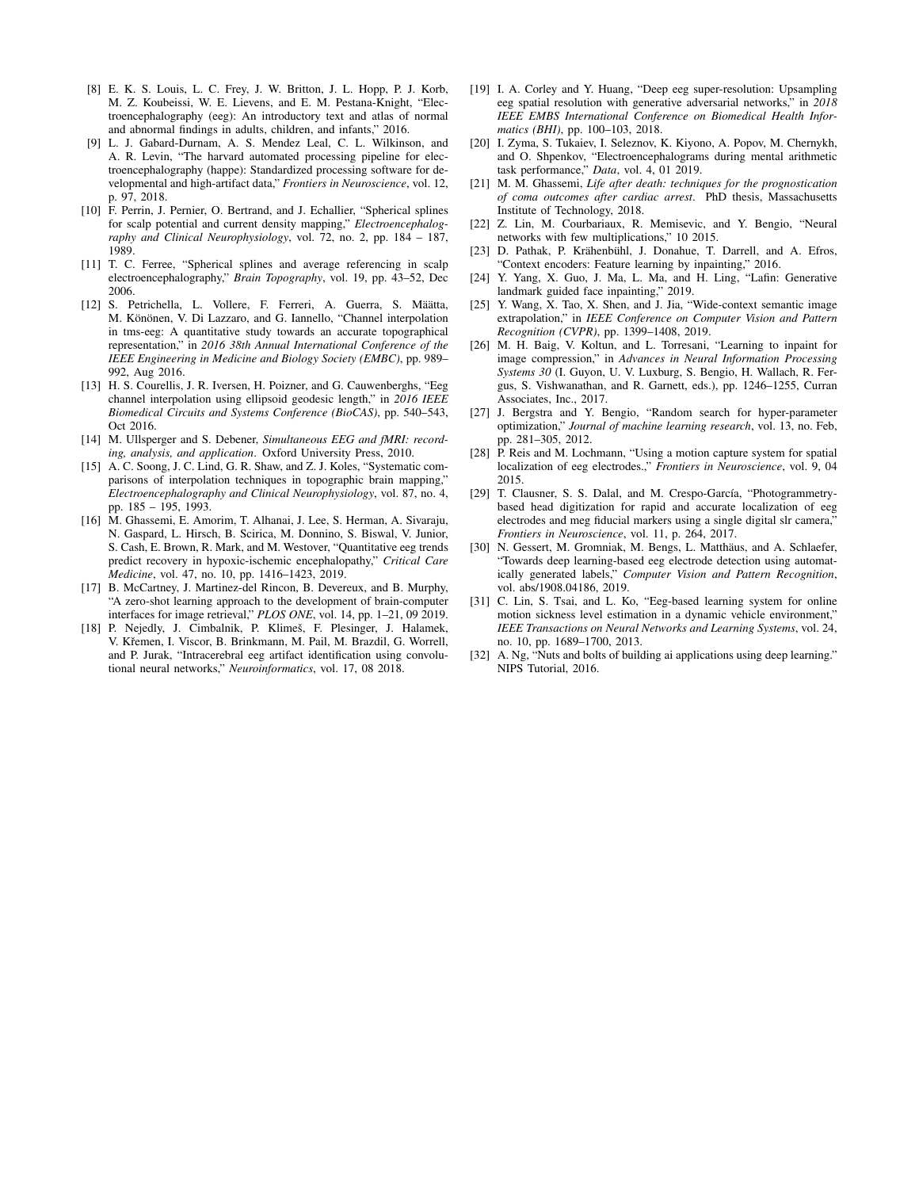[8] E. K. S. Louis, L. C. Frey, J. W. Britton, J. L. Hopp, P. J. Korb, M. Z. Koubeissi, W. E. Lievens, and E. M. Pestana-Knight, "Electroencephalography (eeg): An introductory text and atlas of normal and abnormal findings in adults, children, and infants," 2016.

[9] L. J. Gabard-Durnam, A. S. Mendez Leal, C. L. Wilkinson, and A. R. Levin, "The harvard automated processing pipeline for electroencephalography (happe): Standardized processing software for developmental and high-artifact data," *Frontiers in Neuroscience*, vol. 12, p. 97, 2018.

[10] F. Perrin, J. Pernier, O. Bertrand, and J. Echallier, "Spherical splines for scalp potential and current density mapping," *Electroencephalography and Clinical Neurophysiology*, vol. 72, no. 2, pp. 184 – 187, 1989.

[11] T. C. Ferree, "Spherical splines and average referencing in scalp electroencephalography," *Brain Topography*, vol. 19, pp. 43–52, Dec 2006.

[12] S. Petrichella, L. Vollere, F. Ferreri, A. Guerra, S. Määtta, M. Könönen, V. Di Lazzaro, and G. Iannello, "Channel interpolation in tms-eeg: A quantitative study towards an accurate topographical representation," in *2016 38th Annual International Conference of the IEEE Engineering in Medicine and Biology Society (EMBC)*, pp. 989–992, Aug 2016.

[13] H. S. Courellis, J. R. Iversen, H. Poizner, and G. Cauwenberghs, "Eeg channel interpolation using ellipsoid geodesic length," in *2016 IEEE Biomedical Circuits and Systems Conference (BioCAS)*, pp. 540–543, Oct 2016.

[14] M. Ullsperger and S. Debener, *Simultaneous EEG and fMRI: recording, analysis, and application*. Oxford University Press, 2010.

[15] A. C. Soong, J. C. Lind, G. R. Shaw, and Z. J. Koles, "Systematic comparisons of interpolation techniques in topographic brain mapping," *Electroencephalography and Clinical Neurophysiology*, vol. 87, no. 4, pp. 185 – 195, 1993.

[16] M. Ghassemi, E. Amorim, T. Alhanai, J. Lee, S. Herman, A. Sivaraju, N. Gaspard, L. Hirsch, B. Scirica, M. Donnino, S. Biswal, V. Junior, S. Cash, E. Brown, R. Mark, and M. Westover, "Quantitative eeg trends predict recovery in hypoxic-ischemic encephalopathy," *Critical Care Medicine*, vol. 47, no. 10, pp. 1416–1423, 2019.

[17] B. McCartney, J. Martinez-del Rincon, B. Devereux, and B. Murphy, "A zero-shot learning approach to the development of brain-computer interfaces for image retrieval," *PLOS ONE*, vol. 14, pp. 1–21, 09 2019.

[18] P. Nejedly, J. Cimbalnik, P. Klimeš, F. Plesinger, J. Halamek, V. Křemen, I. Viscor, B. Brinkmann, M. Pail, M. Brazdil, G. Worrell, and P. Jurak, "Intracerebral eeg artifact identification using convolutional neural networks," *Neuroinformatics*, vol. 17, 08 2018.

[19] I. A. Corley and Y. Huang, "Deep eeg super-resolution: Upsampling eeg spatial resolution with generative adversarial networks," in *2018 IEEE EMBS International Conference on Biomedical Health Informatics (BHI)*, pp. 100–103, 2018.

[20] I. Zyma, S. Tukaiev, I. Seleznov, K. Kiyono, A. Popov, M. Chernykh, and O. Shpenkov, "Electroencephalograms during mental arithmetic task performance," *Data*, vol. 4, 01 2019.

[21] M. M. Ghassemi, *Life after death: techniques for the prognostication of coma outcomes after cardiac arrest*. PhD thesis, Massachusetts Institute of Technology, 2018.

[22] Z. Lin, M. Courbariaux, R. Memisevic, and Y. Bengio, "Neural networks with few multiplications," 10 2015.

[23] D. Pathak, P. Krähenbühl, J. Donahue, T. Darrell, and A. Efros, "Context encoders: Feature learning by inpainting," 2016.

[24] Y. Yang, X. Guo, J. Ma, L. Ma, and H. Ling, "Lafin: Generative landmark guided face inpainting," 2019.

[25] Y. Wang, X. Tao, X. Shen, and J. Jia, "Wide-context semantic image extrapolation," in *IEEE Conference on Computer Vision and Pattern Recognition (CVPR)*, pp. 1399–1408, 2019.

[26] M. H. Baig, V. Koltun, and L. Torresani, "Learning to inpaint for image compression," in *Advances in Neural Information Processing Systems 30* (I. Guyon, U. V. Luxburg, S. Bengio, H. Wallach, R. Fergus, S. Vishwanathan, and R. Garnett, eds.), pp. 1246–1255, Curran Associates, Inc., 2017.

[27] J. Bergstra and Y. Bengio, "Random search for hyper-parameter optimization," *Journal of machine learning research*, vol. 13, no. Feb, pp. 281–305, 2012.

[28] P. Reis and M. Lochmann, "Using a motion capture system for spatial localization of eeg electrodes.," *Frontiers in Neuroscience*, vol. 9, 04 2015.

[29] T. Clausner, S. S. Dalal, and M. Crespo-García, "Photogrammetry-based head digitization for rapid and accurate localization of eeg electrodes and meg fiducial markers using a single digital slr camera," *Frontiers in Neuroscience*, vol. 11, p. 264, 2017.

[30] N. Gessert, M. Gromniak, M. Bengs, L. Matthäus, and A. Schlaefer, "Towards deep learning-based eeg electrode detection using automatically generated labels," *Computer Vision and Pattern Recognition*, vol. abs/1908.04186, 2019.

[31] C. Lin, S. Tsai, and L. Ko, "Eeg-based learning system for online motion sickness level estimation in a dynamic vehicle environment," *IEEE Transactions on Neural Networks and Learning Systems*, vol. 24, no. 10, pp. 1689–1700, 2013.

[32] A. Ng, "Nuts and bolts of building ai applications using deep learning." NIPS Tutorial, 2016.